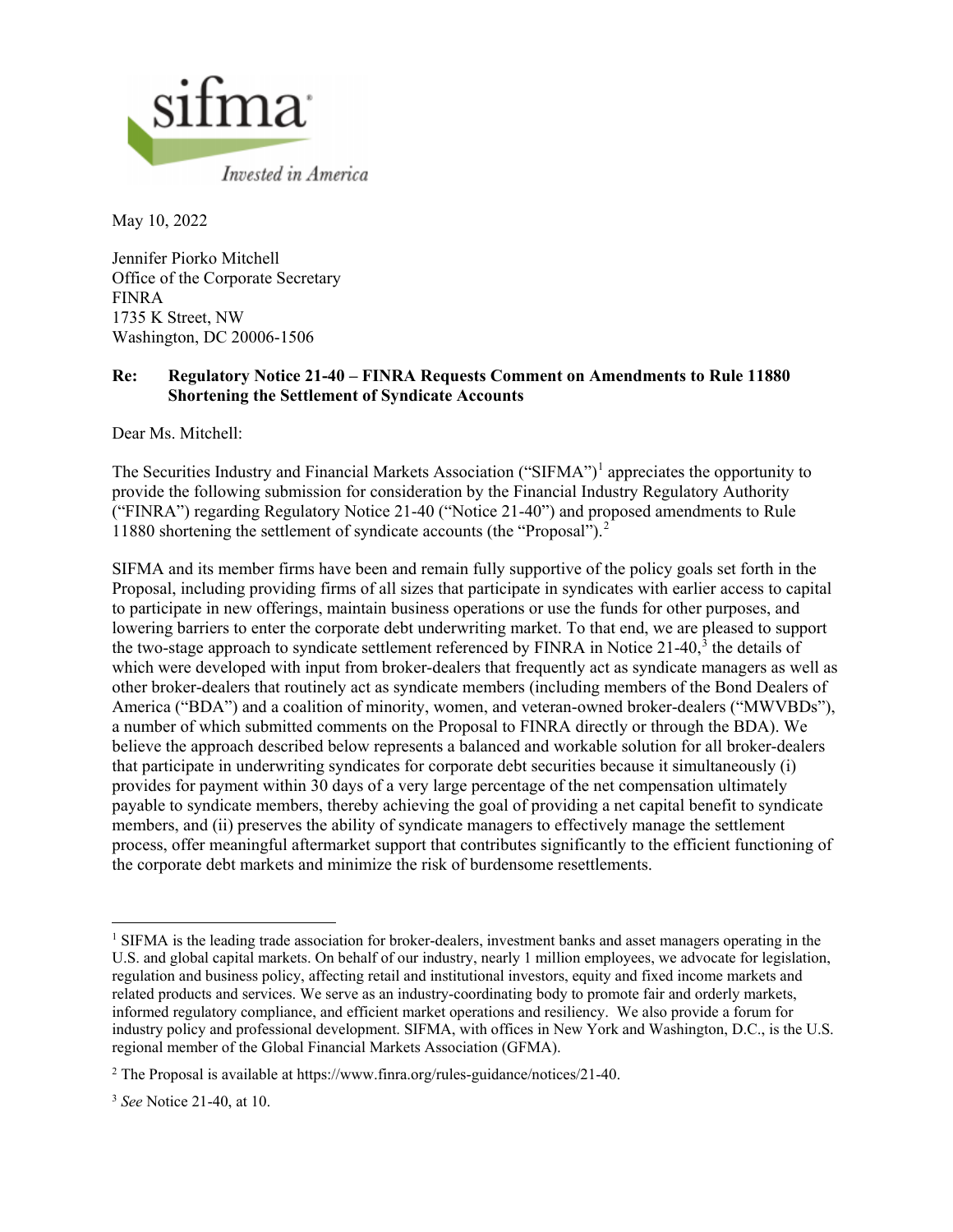May 10, 2022

Jennifer Piorko Mitchell
Office of the Corporate Secretary
FINRA
1735 K Street, NW
Washington, DC 20006-1506

**Re: Regulatory Notice 21-40 – FINRA Requests Comment on Amendments to Rule 11880 Shortening the Settlement of Syndicate Accounts**

Dear Ms. Mitchell:

The Securities Industry and Financial Markets Association ("SIFMA")[1] appreciates the opportunity to provide the following submission for consideration by the Financial Industry Regulatory Authority ("FINRA") regarding Regulatory Notice 21-40 ("Notice 21-40") and proposed amendments to Rule 11880 shortening the settlement of syndicate accounts (the "Proposal").[2]

SIFMA and its member firms have been and remain fully supportive of the policy goals set forth in the Proposal, including providing firms of all sizes that participate in syndicates with earlier access to capital to participate in new offerings, maintain business operations or use the funds for other purposes, and lowering barriers to enter the corporate debt underwriting market. To that end, we are pleased to support the two-stage approach to syndicate settlement referenced by FINRA in Notice 21-40,[3] the details of which were developed with input from broker-dealers that frequently act as syndicate managers as well as other broker-dealers that routinely act as syndicate members (including members of the Bond Dealers of America ("BDA") and a coalition of minority, women, and veteran-owned broker-dealers ("MWVBDs"), a number of which submitted comments on the Proposal to FINRA directly or through the BDA). We believe the approach described below represents a balanced and workable solution for all broker-dealers that participate in underwriting syndicates for corporate debt securities because it simultaneously (i) provides for payment within 30 days of a very large percentage of the net compensation ultimately payable to syndicate members, thereby achieving the goal of providing a net capital benefit to syndicate members, and (ii) preserves the ability of syndicate managers to effectively manage the settlement process, offer meaningful aftermarket support that contributes significantly to the efficient functioning of the corporate debt markets and minimize the risk of burdensome resettlements.

---

[1] SIFMA is the leading trade association for broker-dealers, investment banks and asset managers operating in the U.S. and global capital markets. On behalf of our industry, nearly 1 million employees, we advocate for legislation, regulation and business policy, affecting retail and institutional investors, equity and fixed income markets and related products and services. We serve as an industry-coordinating body to promote fair and orderly markets, informed regulatory compliance, and efficient market operations and resiliency. We also provide a forum for industry policy and professional development. SIFMA, with offices in New York and Washington, D.C., is the U.S. regional member of the Global Financial Markets Association (GFMA).

[2] The Proposal is available at https://www.finra.org/rules-guidance/notices/21-40.

[3] *See* Notice 21-40, at 10.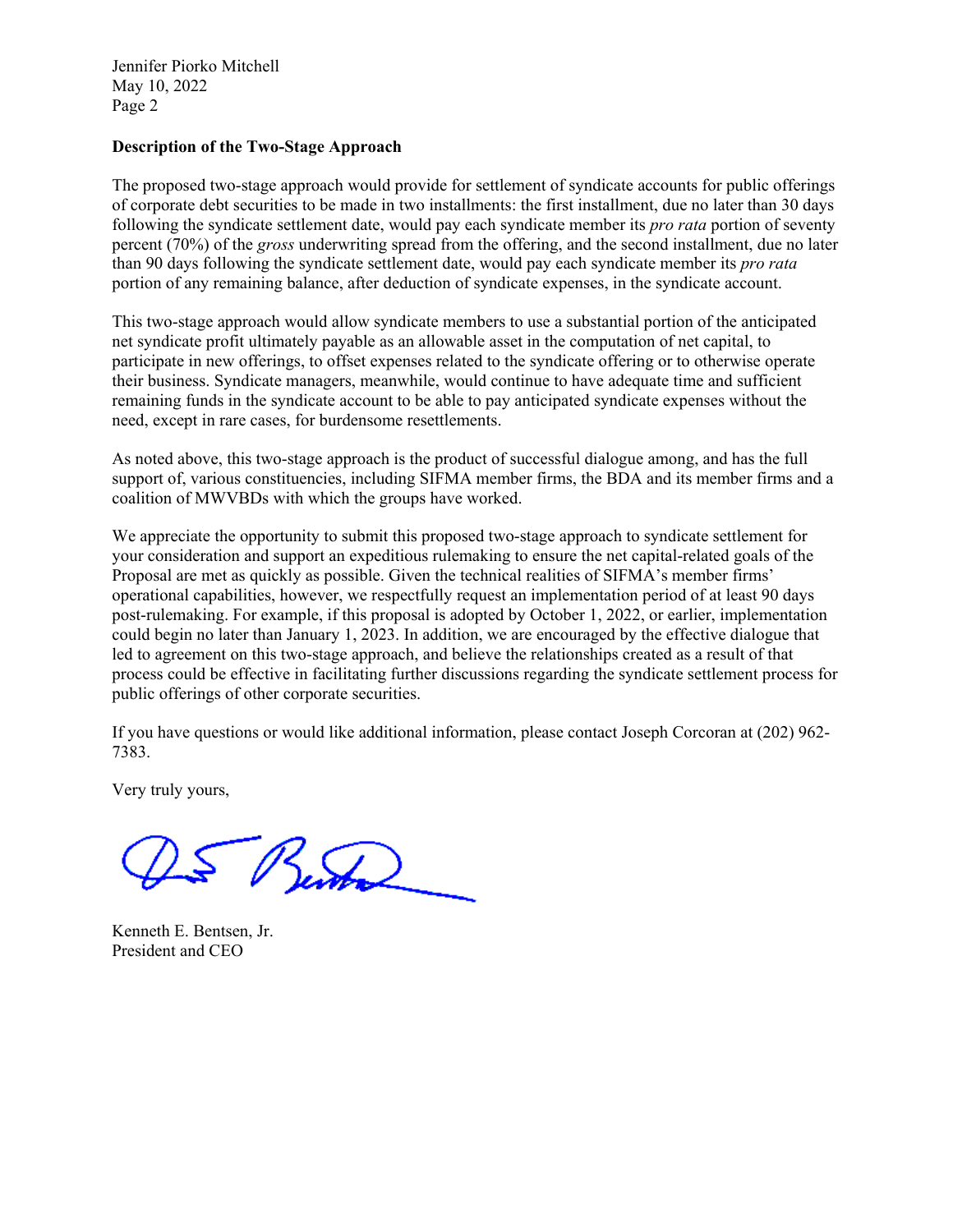**Description of the Two-Stage Approach**

The proposed two-stage approach would provide for settlement of syndicate accounts for public offerings of corporate debt securities to be made in two installments: the first installment, due no later than 30 days following the syndicate settlement date, would pay each syndicate member its *pro rata* portion of seventy percent (70%) of the *gross* underwriting spread from the offering, and the second installment, due no later than 90 days following the syndicate settlement date, would pay each syndicate member its *pro rata* portion of any remaining balance, after deduction of syndicate expenses, in the syndicate account.

This two-stage approach would allow syndicate members to use a substantial portion of the anticipated net syndicate profit ultimately payable as an allowable asset in the computation of net capital, to participate in new offerings, to offset expenses related to the syndicate offering or to otherwise operate their business. Syndicate managers, meanwhile, would continue to have adequate time and sufficient remaining funds in the syndicate account to be able to pay anticipated syndicate expenses without the need, except in rare cases, for burdensome resettlements.

As noted above, this two-stage approach is the product of successful dialogue among, and has the full support of, various constituencies, including SIFMA member firms, the BDA and its member firms and a coalition of MWVBDs with which the groups have worked.

We appreciate the opportunity to submit this proposed two-stage approach to syndicate settlement for your consideration and support an expeditious rulemaking to ensure the net capital-related goals of the Proposal are met as quickly as possible. Given the technical realities of SIFMA's member firms' operational capabilities, however, we respectfully request an implementation period of at least 90 days post-rulemaking. For example, if this proposal is adopted by October 1, 2022, or earlier, implementation could begin no later than January 1, 2023. In addition, we are encouraged by the effective dialogue that led to agreement on this two-stage approach, and believe the relationships created as a result of that process could be effective in facilitating further discussions regarding the syndicate settlement process for public offerings of other corporate securities.

If you have questions or would like additional information, please contact Joseph Corcoran at (202) 962-7383.

Very truly yours,

Kenneth E. Bentsen, Jr.
President and CEO